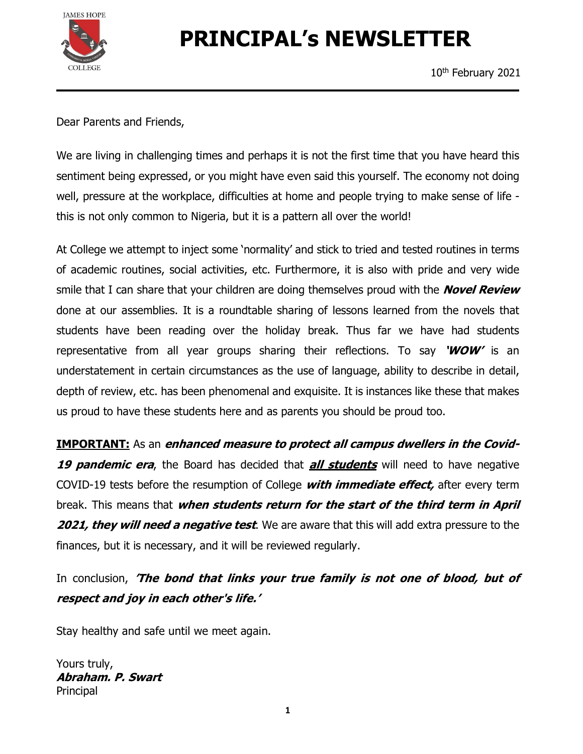JAMES HOPE COLLEGE

# PRINCIPAL's NEWSLETTER

10th February 2021

---

Dear Parents and Friends,

We are living in challenging times and perhaps it is not the first time that you have heard this sentiment being expressed, or you might have even said this yourself. The economy not doing well, pressure at the workplace, difficulties at home and people trying to make sense of life - this is not only common to Nigeria, but it is a pattern all over the world!

At College we attempt to inject some 'normality' and stick to tried and tested routines in terms of academic routines, social activities, etc. Furthermore, it is also with pride and very wide smile that I can share that your children are doing themselves proud with the ***Novel Review*** done at our assemblies. It is a roundtable sharing of lessons learned from the novels that students have been reading over the holiday break. Thus far we have had students representative from all year groups sharing their reflections. To say ***'WOW'*** is an understatement in certain circumstances as the use of language, ability to describe in detail, depth of review, etc. has been phenomenal and exquisite. It is instances like these that makes us proud to have these students here and as parents you should be proud too.

**IMPORTANT:** As an ***enhanced measure to protect all campus dwellers in the Covid-19 pandemic era***, the Board has decided that ***all students*** will need to have negative COVID-19 tests before the resumption of College ***with immediate effect,*** after every term break. This means that ***when students return for the start of the third term in April 2021, they will need a negative test***. We are aware that this will add extra pressure to the finances, but it is necessary, and it will be reviewed regularly.

In conclusion, ***'The bond that links your true family is not one of blood, but of respect and joy in each other's life.'***

Stay healthy and safe until we meet again.

Yours truly,
***Abraham. P. Swart***
Principal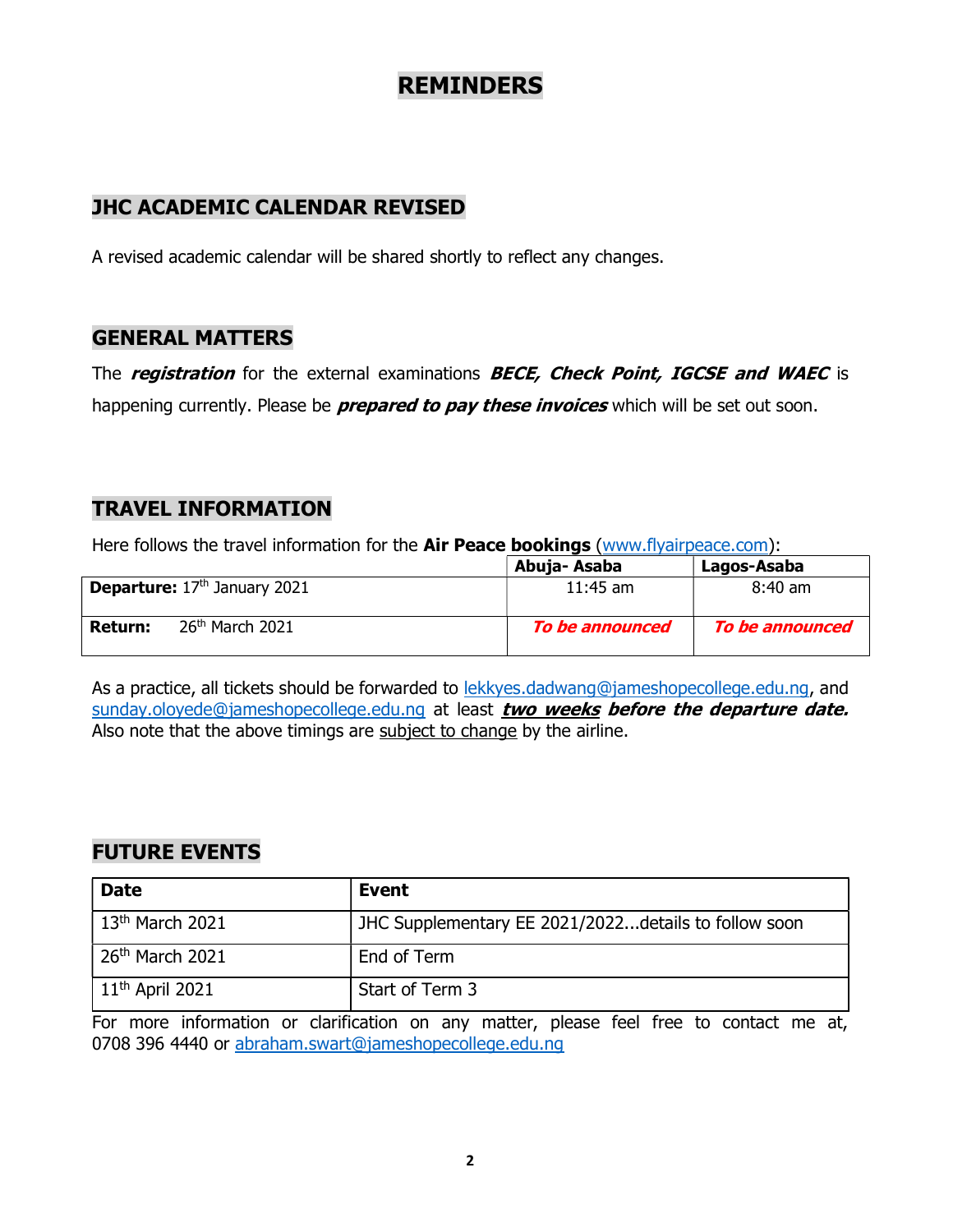# REMINDERS

## JHC ACADEMIC CALENDAR REVISED

A revised academic calendar will be shared shortly to reflect any changes.

## GENERAL MATTERS

The ***registration*** for the external examinations ***BECE, Check Point, IGCSE and WAEC*** is happening currently. Please be ***prepared to pay these invoices*** which will be set out soon.

## TRAVEL INFORMATION

Here follows the travel information for the **Air Peace bookings** (www.flyairpeace.com):

| | Abuja- Asaba | Lagos-Asaba |
|---|---|---|
| **Departure:** 17th January 2021 | 11:45 am | 8:40 am |
| **Return:** 26th March 2021 | ***To be announced*** | ***To be announced*** |

As a practice, all tickets should be forwarded to lekkyes.dadwang@jameshopecollege.edu.ng, and sunday.oloyede@jameshopecollege.edu.ng at least ***two weeks before the departure date.*** Also note that the above timings are subject to change by the airline.

## FUTURE EVENTS

| Date | Event |
|---|---|
| 13th March 2021 | JHC Supplementary EE 2021/2022...details to follow soon |
| 26th March 2021 | End of Term |
| 11th April 2021 | Start of Term 3 |

For more information or clarification on any matter, please feel free to contact me at, 0708 396 4440 or abraham.swart@jameshopecollege.edu.ng